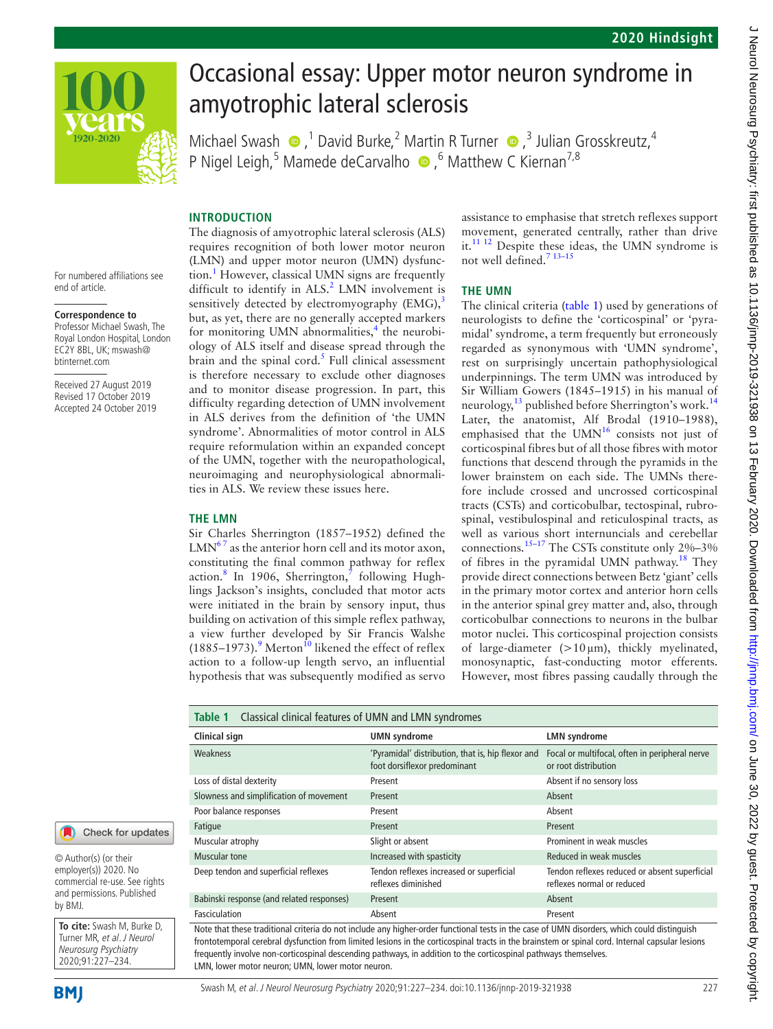# Occasional essay: Upper motor neuron syndrome in amyotrophic lateral sclerosis

Michael Swash,[1] David Burke,[2] Martin R Turner,[3] Julian Grosskreutz,[4] P Nigel Leigh,[5] Mamede deCarvalho,[6] Matthew C Kiernan[7,8]

For numbered affiliations see end of article.

**Correspondence to** Professor Michael Swash, The Royal London Hospital, London EC2Y 8BL, UK; mswash@btinternet.com

Received 27 August 2019
Revised 17 October 2019
Accepted 24 October 2019

© Author(s) (or their employer(s)) 2020. No commercial re-use. See rights and permissions. Published by BMJ.

**To cite:** Swash M, Burke D, Turner MR, *et al*. *J Neurol Neurosurg Psychiatry* 2020;91:227–234.

## INTRODUCTION

The diagnosis of amyotrophic lateral sclerosis (ALS) requires recognition of both lower motor neuron (LMN) and upper motor neuron (UMN) dysfunction.[1] However, classical UMN signs are frequently difficult to identify in ALS.[2] LMN involvement is sensitively detected by electromyography (EMG),[3] but, as yet, there are no generally accepted markers for monitoring UMN abnormalities,[4] the neurobiology of ALS itself and disease spread through the brain and the spinal cord.[5] Full clinical assessment is therefore necessary to exclude other diagnoses and to monitor disease progression. In part, this difficulty regarding detection of UMN involvement in ALS derives from the definition of 'the UMN syndrome'. Abnormalities of motor control in ALS require reformulation within an expanded concept of the UMN, together with the neuropathological, neuroimaging and neurophysiological abnormalities in ALS. We review these issues here.

## THE LMN

Sir Charles Sherrington (1857–1952) defined the LMN[6,7] as the anterior horn cell and its motor axon, constituting the final common pathway for reflex action.[8] In 1906, Sherrington,[7] following Hughlings Jackson's insights, concluded that motor acts were initiated in the brain by sensory input, thus building on activation of this simple reflex pathway, a view further developed by Sir Francis Walshe (1885–1973).[9] Merton[10] likened the effect of reflex action to a follow-up length servo, an influential hypothesis that was subsequently modified as servo assistance to emphasise that stretch reflexes support movement, generated centrally, rather than drive it.[11,12] Despite these ideas, the UMN syndrome is not well defined.[7,13–15]

## THE UMN

The clinical criteria (table 1) used by generations of neurologists to define the 'corticospinal' or 'pyramidal' syndrome, a term frequently but erroneously regarded as synonymous with 'UMN syndrome', rest on surprisingly uncertain pathophysiological underpinnings. The term UMN was introduced by Sir William Gowers (1845–1915) in his manual of neurology,[13] published before Sherrington's work.[14] Later, the anatomist, Alf Brodal (1910–1988), emphasised that the UMN[16] consists not just of corticospinal fibres but of all those fibres with motor functions that descend through the pyramids in the lower brainstem on each side. The UMNs therefore include crossed and uncrossed corticospinal tracts (CSTs) and corticobulbar, tectospinal, rubrospinal, vestibulospinal and reticulospinal tracts, as well as various short internuncials and cerebellar connections.[15–17] The CSTs constitute only 2%–3% of fibres in the pyramidal UMN pathway.[18] They provide direct connections between Betz 'giant' cells in the primary motor cortex and anterior horn cells in the anterior spinal grey matter and, also, through corticobulbar connections to neurons in the bulbar motor nuclei. This corticospinal projection consists of large-diameter (>10 µm), thickly myelinated, monosynaptic, fast-conducting motor efferents. However, most fibres passing caudally through the

**Table 1** Classical clinical features of UMN and LMN syndromes

| Clinical sign | UMN syndrome | LMN syndrome |
|---|---|---|
| Weakness | 'Pyramidal' distribution, that is, hip flexor and foot dorsiflexor predominant | Focal or multifocal, often in peripheral nerve or root distribution |
| Loss of distal dexterity | Present | Absent if no sensory loss |
| Slowness and simplification of movement | Present | Absent |
| Poor balance responses | Present | Absent |
| Fatigue | Present | Present |
| Muscular atrophy | Slight or absent | Prominent in weak muscles |
| Muscular tone | Increased with spasticity | Reduced in weak muscles |
| Deep tendon and superficial reflexes | Tendon reflexes increased or superficial reflexes diminished | Tendon reflexes reduced or absent superficial reflexes normal or reduced |
| Babinski response (and related responses) | Present | Absent |
| Fasciculation | Absent | Present |

Note that these traditional criteria do not include any higher-order functional tests in the case of UMN disorders, which could distinguish frontotemporal cerebral dysfunction from limited lesions in the corticospinal tracts in the brainstem or spinal cord. Internal capsular lesions frequently involve non-corticospinal descending pathways, in addition to the corticospinal pathways themselves.
LMN, lower motor neuron; UMN, lower motor neuron.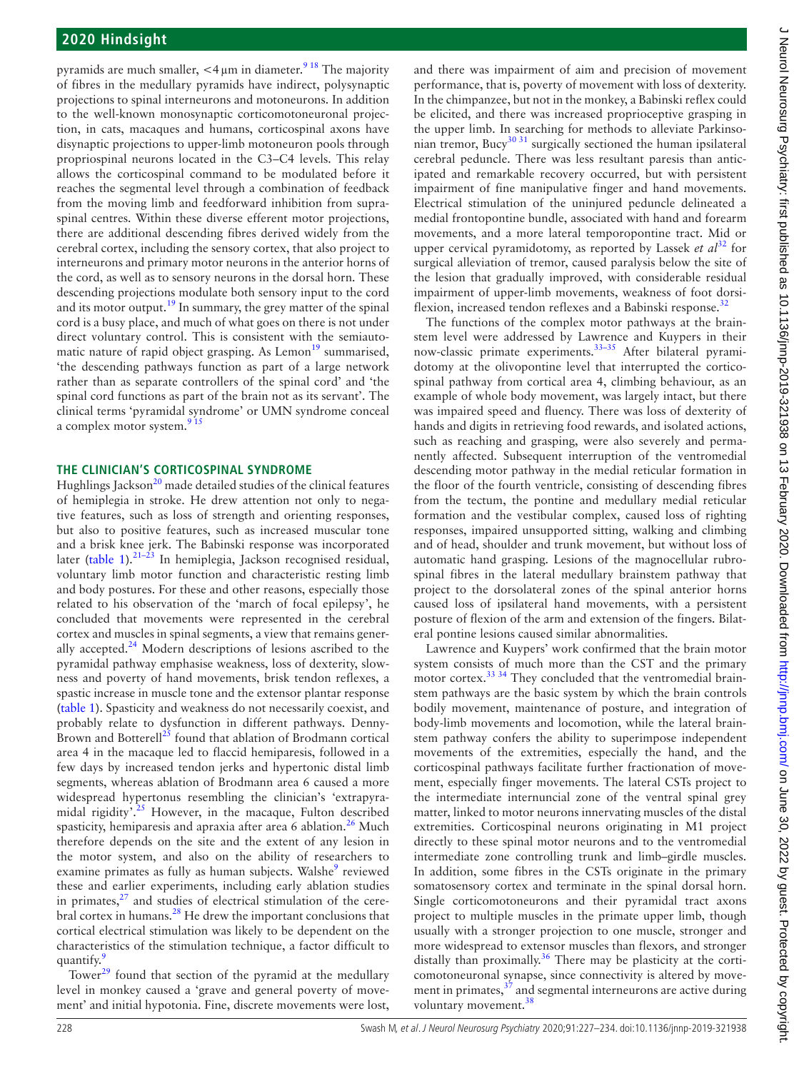pyramids are much smaller, <4 µm in diameter.[9 18] The majority of fibres in the medullary pyramids have indirect, polysynaptic projections to spinal interneurons and motoneurons. In addition to the well-known monosynaptic corticomotoneuronal projection, in cats, macaques and humans, corticospinal axons have disynaptic projections to upper-limb motoneuron pools through propriospinal neurons located in the C3–C4 levels. This relay allows the corticospinal command to be modulated before it reaches the segmental level through a combination of feedback from the moving limb and feedforward inhibition from supraspinal centres. Within these diverse efferent motor projections, there are additional descending fibres derived widely from the cerebral cortex, including the sensory cortex, that also project to interneurons and primary motor neurons in the anterior horns of the cord, as well as to sensory neurons in the dorsal horn. These descending projections modulate both sensory input to the cord and its motor output.[19] In summary, the grey matter of the spinal cord is a busy place, and much of what goes on there is not under direct voluntary control. This is consistent with the semiautomatic nature of rapid object grasping. As Lemon[19] summarised, 'the descending pathways function as part of a large network rather than as separate controllers of the spinal cord' and 'the spinal cord functions as part of the brain not as its servant'. The clinical terms 'pyramidal syndrome' or UMN syndrome conceal a complex motor system.[9 15]

## THE CLINICIAN'S CORTICOSPINAL SYNDROME

Hughlings Jackson[20] made detailed studies of the clinical features of hemiplegia in stroke. He drew attention not only to negative features, such as loss of strength and orienting responses, but also to positive features, such as increased muscular tone and a brisk knee jerk. The Babinski response was incorporated later (table 1).[21–23] In hemiplegia, Jackson recognised residual, voluntary limb motor function and characteristic resting limb and body postures. For these and other reasons, especially those related to his observation of the 'march of focal epilepsy', he concluded that movements were represented in the cerebral cortex and muscles in spinal segments, a view that remains generally accepted.[24] Modern descriptions of lesions ascribed to the pyramidal pathway emphasise weakness, loss of dexterity, slowness and poverty of hand movements, brisk tendon reflexes, a spastic increase in muscle tone and the extensor plantar response (table 1). Spasticity and weakness do not necessarily coexist, and probably relate to dysfunction in different pathways. Denny-Brown and Botterell[25] found that ablation of Brodmann cortical area 4 in the macaque led to flaccid hemiparesis, followed in a few days by increased tendon jerks and hypertonic distal limb segments, whereas ablation of Brodmann area 6 caused a more widespread hypertonus resembling the clinician's 'extrapyramidal rigidity'.[25] However, in the macaque, Fulton described spasticity, hemiparesis and apraxia after area 6 ablation.[26] Much therefore depends on the site and the extent of any lesion in the motor system, and also on the ability of researchers to examine primates as fully as human subjects. Walshe[9] reviewed these and earlier experiments, including early ablation studies in primates,[27] and studies of electrical stimulation of the cerebral cortex in humans.[28] He drew the important conclusions that cortical electrical stimulation was likely to be dependent on the characteristics of the stimulation technique, a factor difficult to quantify.[9]

Tower[29] found that section of the pyramid at the medullary level in monkey caused a 'grave and general poverty of movement' and initial hypotonia. Fine, discrete movements were lost, and there was impairment of aim and precision of movement performance, that is, poverty of movement with loss of dexterity. In the chimpanzee, but not in the monkey, a Babinski reflex could be elicited, and there was increased proprioceptive grasping in the upper limb. In searching for methods to alleviate Parkinsonian tremor, Bucy[30 31] surgically sectioned the human ipsilateral cerebral peduncle. There was less resultant paresis than anticipated and remarkable recovery occurred, but with persistent impairment of fine manipulative finger and hand movements. Electrical stimulation of the uninjured peduncle delineated a medial frontopontine bundle, associated with hand and forearm movements, and a more lateral temporopontine tract. Mid or upper cervical pyramidotomy, as reported by Lassek *et al*[32] for surgical alleviation of tremor, caused paralysis below the site of the lesion that gradually improved, with considerable residual impairment of upper-limb movements, weakness of foot dorsiflexion, increased tendon reflexes and a Babinski response.[32]

The functions of the complex motor pathways at the brainstem level were addressed by Lawrence and Kuypers in their now-classic primate experiments.[33–35] After bilateral pyramidotomy at the olivopontine level that interrupted the corticospinal pathway from cortical area 4, climbing behaviour, as an example of whole body movement, was largely intact, but there was impaired speed and fluency. There was loss of dexterity of hands and digits in retrieving food rewards, and isolated actions, such as reaching and grasping, were also severely and permanently affected. Subsequent interruption of the ventromedial descending motor pathway in the medial reticular formation in the floor of the fourth ventricle, consisting of descending fibres from the tectum, the pontine and medullary medial reticular formation and the vestibular complex, caused loss of righting responses, impaired unsupported sitting, walking and climbing and of head, shoulder and trunk movement, but without loss of automatic hand grasping. Lesions of the magnocellular rubrospinal fibres in the lateral medullary brainstem pathway that project to the dorsolateral zones of the spinal anterior horns caused loss of ipsilateral hand movements, with a persistent posture of flexion of the arm and extension of the fingers. Bilateral pontine lesions caused similar abnormalities.

Lawrence and Kuypers' work confirmed that the brain motor system consists of much more than the CST and the primary motor cortex.[33 34] They concluded that the ventromedial brainstem pathways are the basic system by which the brain controls bodily movement, maintenance of posture, and integration of body-limb movements and locomotion, while the lateral brainstem pathway confers the ability to superimpose independent movements of the extremities, especially the hand, and the corticospinal pathways facilitate further fractionation of movement, especially finger movements. The lateral CSTs project to the intermediate internuncial zone of the ventral spinal grey matter, linked to motor neurons innervating muscles of the distal extremities. Corticospinal neurons originating in M1 project directly to these spinal motor neurons and to the ventromedial intermediate zone controlling trunk and limb–girdle muscles. In addition, some fibres in the CSTs originate in the primary somatosensory cortex and terminate in the spinal dorsal horn. Single corticomotoneurons and their pyramidal tract axons project to multiple muscles in the primate upper limb, though usually with a stronger projection to one muscle, stronger and more widespread to extensor muscles than flexors, and stronger distally than proximally.[36] There may be plasticity at the corticomotoneuronal synapse, since connectivity is altered by movement in primates,[37] and segmental interneurons are active during voluntary movement.[38]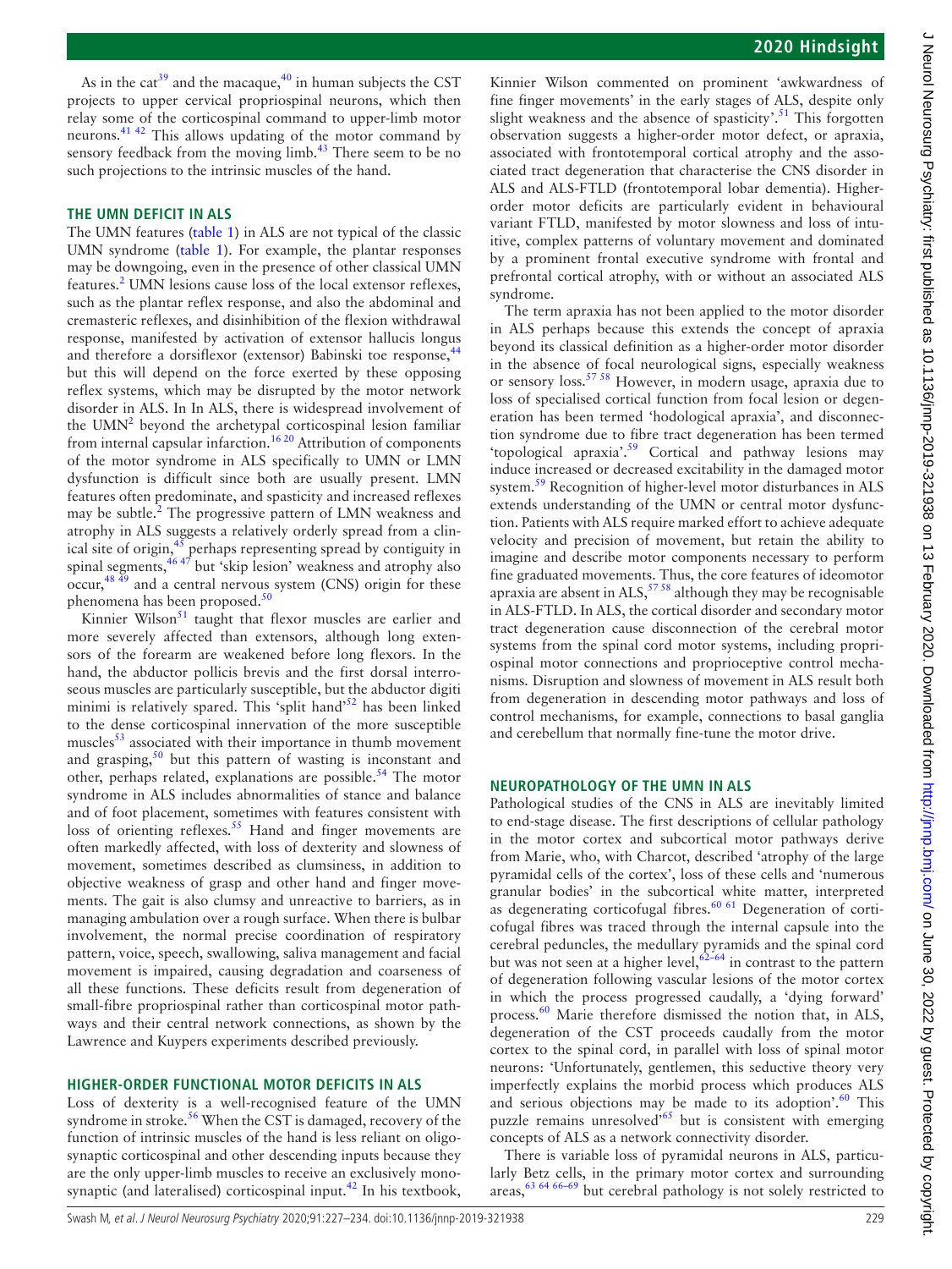As in the cat[39] and the macaque,[40] in human subjects the CST projects to upper cervical propriospinal neurons, which then relay some of the corticospinal command to upper-limb motor neurons.[41 42] This allows updating of the motor command by sensory feedback from the moving limb.[43] There seem to be no such projections to the intrinsic muscles of the hand.

## THE UMN DEFICIT IN ALS

The UMN features (table 1) in ALS are not typical of the classic UMN syndrome (table 1). For example, the plantar responses may be downgoing, even in the presence of other classical UMN features.[2] UMN lesions cause loss of the local extensor reflexes, such as the plantar reflex response, and also the abdominal and cremasteric reflexes, and disinhibition of the flexion withdrawal response, manifested by activation of extensor hallucis longus and therefore a dorsiflexor (extensor) Babinski toe response,[44] but this will depend on the force exerted by these opposing reflex systems, which may be disrupted by the motor network disorder in ALS. In In ALS, there is widespread involvement of the UMN[2] beyond the archetypal corticospinal lesion familiar from internal capsular infarction.[16 20] Attribution of components of the motor syndrome in ALS specifically to UMN or LMN dysfunction is difficult since both are usually present. LMN features often predominate, and spasticity and increased reflexes may be subtle.[2] The progressive pattern of LMN weakness and atrophy in ALS suggests a relatively orderly spread from a clinical site of origin,[45] perhaps representing spread by contiguity in spinal segments,[46 47] but 'skip lesion' weakness and atrophy also occur,[48 49] and a central nervous system (CNS) origin for these phenomena has been proposed.[50]

Kinnier Wilson[51] taught that flexor muscles are earlier and more severely affected than extensors, although long extensors of the forearm are weakened before long flexors. In the hand, the abductor pollicis brevis and the first dorsal interroseous muscles are particularly susceptible, but the abductor digiti minimi is relatively spared. This 'split hand'[52] has been linked to the dense corticospinal innervation of the more susceptible muscles[53] associated with their importance in thumb movement and grasping,[50] but this pattern of wasting is inconstant and other, perhaps related, explanations are possible.[54] The motor syndrome in ALS includes abnormalities of stance and balance and of foot placement, sometimes with features consistent with loss of orienting reflexes.[55] Hand and finger movements are often markedly affected, with loss of dexterity and slowness of movement, sometimes described as clumsiness, in addition to objective weakness of grasp and other hand and finger movements. The gait is also clumsy and unreactive to barriers, as in managing ambulation over a rough surface. When there is bulbar involvement, the normal precise coordination of respiratory pattern, voice, speech, swallowing, saliva management and facial movement is impaired, causing degradation and coarseness of all these functions. These deficits result from degeneration of small-fibre propriospinal rather than corticospinal motor pathways and their central network connections, as shown by the Lawrence and Kuypers experiments described previously.

## HIGHER-ORDER FUNCTIONAL MOTOR DEFICITS IN ALS

Loss of dexterity is a well-recognised feature of the UMN syndrome in stroke.[56] When the CST is damaged, recovery of the function of intrinsic muscles of the hand is less reliant on oligosynaptic corticospinal and other descending inputs because they are the only upper-limb muscles to receive an exclusively monosynaptic (and lateralised) corticospinal input.[42] In his textbook, Kinnier Wilson commented on prominent 'awkwardness of fine finger movements' in the early stages of ALS, despite only slight weakness and the absence of spasticity'.[51] This forgotten observation suggests a higher-order motor defect, or apraxia, associated with frontotemporal cortical atrophy and the associated tract degeneration that characterise the CNS disorder in ALS and ALS-FTLD (frontotemporal lobar dementia). Higher-order motor deficits are particularly evident in behavioural variant FTLD, manifested by motor slowness and loss of intuitive, complex patterns of voluntary movement and dominated by a prominent frontal executive syndrome with frontal and prefrontal cortical atrophy, with or without an associated ALS syndrome.

The term apraxia has not been applied to the motor disorder in ALS perhaps because this extends the concept of apraxia beyond its classical definition as a higher-order motor disorder in the absence of focal neurological signs, especially weakness or sensory loss.[57 58] However, in modern usage, apraxia due to loss of specialised cortical function from focal lesion or degeneration has been termed 'hodological apraxia', and disconnection syndrome due to fibre tract degeneration has been termed 'topological apraxia'.[59] Cortical and pathway lesions may induce increased or decreased excitability in the damaged motor system.[59] Recognition of higher-level motor disturbances in ALS extends understanding of the UMN or central motor dysfunction. Patients with ALS require marked effort to achieve adequate velocity and precision of movement, but retain the ability to imagine and describe motor components necessary to perform fine graduated movements. Thus, the core features of ideomotor apraxia are absent in ALS,[57 58] although they may be recognisable in ALS-FTLD. In ALS, the cortical disorder and secondary motor tract degeneration cause disconnection of the cerebral motor systems from the spinal cord motor systems, including propriospinal motor connections and proprioceptive control mechanisms. Disruption and slowness of movement in ALS result both from degeneration in descending motor pathways and loss of control mechanisms, for example, connections to basal ganglia and cerebellum that normally fine-tune the motor drive.

## NEUROPATHOLOGY OF THE UMN IN ALS

Pathological studies of the CNS in ALS are inevitably limited to end-stage disease. The first descriptions of cellular pathology in the motor cortex and subcortical motor pathways derive from Marie, who, with Charcot, described 'atrophy of the large pyramidal cells of the cortex', loss of these cells and 'numerous granular bodies' in the subcortical white matter, interpreted as degenerating corticofugal fibres.[60 61] Degeneration of corticofugal fibres was traced through the internal capsule into the cerebral peduncles, the medullary pyramids and the spinal cord but was not seen at a higher level,[62–64] in contrast to the pattern of degeneration following vascular lesions of the motor cortex in which the process progressed caudally, a 'dying forward' process.[60] Marie therefore dismissed the notion that, in ALS, degeneration of the CST proceeds caudally from the motor cortex to the spinal cord, in parallel with loss of spinal motor neurons: 'Unfortunately, gentlemen, this seductive theory very imperfectly explains the morbid process which produces ALS and serious objections may be made to its adoption'.[60] This puzzle remains unresolved'[65] but is consistent with emerging concepts of ALS as a network connectivity disorder.

There is variable loss of pyramidal neurons in ALS, particularly Betz cells, in the primary motor cortex and surrounding areas,[63 64 66–69] but cerebral pathology is not solely restricted to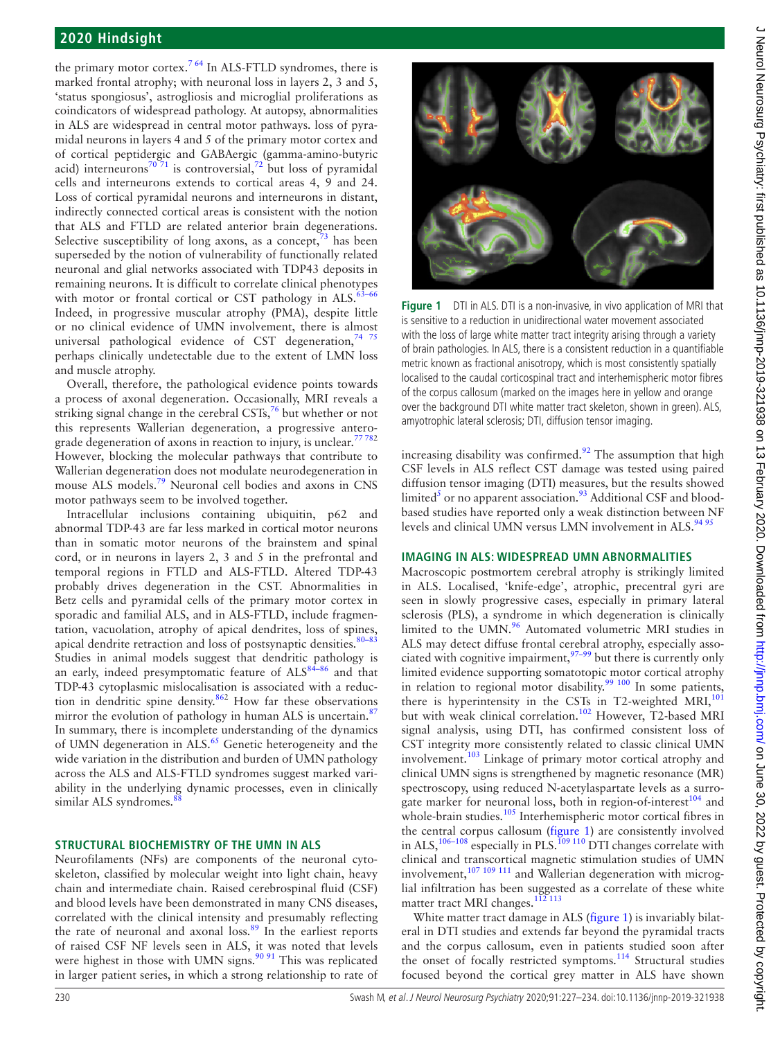the primary motor cortex.[7,64] In ALS-FTLD syndromes, there is marked frontal atrophy; with neuronal loss in layers 2, 3 and 5, 'status spongiosus', astrogliosis and microglial proliferations as coindicators of widespread pathology. At autopsy, abnormalities in ALS are widespread in central motor pathways. loss of pyramidal neurons in layers 4 and 5 of the primary motor cortex and of cortical peptidergic and GABAergic (gamma-amino-butyric acid) interneurons[70,71] is controversial,[72] but loss of pyramidal cells and interneurons extends to cortical areas 4, 9 and 24. Loss of cortical pyramidal neurons and interneurons in distant, indirectly connected cortical areas is consistent with the notion that ALS and FTLD are related anterior brain degenerations. Selective susceptibility of long axons, as a concept,[73] has been superseded by the notion of vulnerability of functionally related neuronal and glial networks associated with TDP43 deposits in remaining neurons. It is difficult to correlate clinical phenotypes with motor or frontal cortical or CST pathology in ALS.[63–66] Indeed, in progressive muscular atrophy (PMA), despite little or no clinical evidence of UMN involvement, there is almost universal pathological evidence of CST degeneration,[74,75] perhaps clinically undetectable due to the extent of LMN loss and muscle atrophy.

Overall, therefore, the pathological evidence points towards a process of axonal degeneration. Occasionally, MRI reveals a striking signal change in the cerebral CSTs,[76] but whether or not this represents Wallerian degeneration, a progressive anterograde degeneration of axons in reaction to injury, is unclear.[77,78,2] However, blocking the molecular pathways that contribute to Wallerian degeneration does not modulate neurodegeneration in mouse ALS models.[79] Neuronal cell bodies and axons in CNS motor pathways seem to be involved together.

Intracellular inclusions containing ubiquitin, p62 and abnormal TDP-43 are far less marked in cortical motor neurons than in somatic motor neurons of the brainstem and spinal cord, or in neurons in layers 2, 3 and 5 in the prefrontal and temporal regions in FTLD and ALS-FTLD. Altered TDP-43 probably drives degeneration in the CST. Abnormalities in Betz cells and pyramidal cells of the primary motor cortex in sporadic and familial ALS, and in ALS-FTLD, include fragmentation, vacuolation, atrophy of apical dendrites, loss of spines, apical dendrite retraction and loss of postsynaptic densities.[80–83] Studies in animal models suggest that dendritic pathology is an early, indeed presymptomatic feature of ALS[84–86] and that TDP-43 cytoplasmic mislocalisation is associated with a reduction in dendritic spine density.[86,2] How far these observations mirror the evolution of pathology in human ALS is uncertain.[87] In summary, there is incomplete understanding of the dynamics of UMN degeneration in ALS.[65] Genetic heterogeneity and the wide variation in the distribution and burden of UMN pathology across the ALS and ALS-FTLD syndromes suggest marked variability in the underlying dynamic processes, even in clinically similar ALS syndromes.[88]

## STRUCTURAL BIOCHEMISTRY OF THE UMN IN ALS

Neurofilaments (NFs) are components of the neuronal cytoskeleton, classified by molecular weight into light chain, heavy chain and intermediate chain. Raised cerebrospinal fluid (CSF) and blood levels have been demonstrated in many CNS diseases, correlated with the clinical intensity and presumably reflecting the rate of neuronal and axonal loss.[89] In the earliest reports of raised CSF NF levels seen in ALS, it was noted that levels were highest in those with UMN signs.[90,91] This was replicated in larger patient series, in which a strong relationship to rate of increasing disability was confirmed.[92] The assumption that high CSF levels in ALS reflect CST damage was tested using paired diffusion tensor imaging (DTI) measures, but the results showed limited[5] or no apparent association.[93] Additional CSF and blood-based studies have reported only a weak distinction between NF levels and clinical UMN versus LMN involvement in ALS.[94,95]

**Figure 1** DTI in ALS. DTI is a non-invasive, in vivo application of MRI that is sensitive to a reduction in unidirectional water movement associated with the loss of large white matter tract integrity arising through a variety of brain pathologies. In ALS, there is a consistent reduction in a quantifiable metric known as fractional anisotropy, which is most consistently spatially localised to the caudal corticospinal tract and interhemispheric motor fibres of the corpus callosum (marked on the images here in yellow and orange over the background DTI white matter tract skeleton, shown in green). ALS, amyotrophic lateral sclerosis; DTI, diffusion tensor imaging.

## IMAGING IN ALS: WIDESPREAD UMN ABNORMALITIES

Macroscopic postmortem cerebral atrophy is strikingly limited in ALS. Localised, 'knife-edge', atrophic, precentral gyri are seen in slowly progressive cases, especially in primary lateral sclerosis (PLS), a syndrome in which degeneration is clinically limited to the UMN.[96] Automated volumetric MRI studies in ALS may detect diffuse frontal cerebral atrophy, especially associated with cognitive impairment,[97–99] but there is currently only limited evidence supporting somatotopic motor cortical atrophy in relation to regional motor disability.[99,100] In some patients, there is hyperintensity in the CSTs in T2-weighted MRI,[101] but with weak clinical correlation.[102] However, T2-based MRI signal analysis, using DTI, has confirmed consistent loss of CST integrity more consistently related to classic clinical UMN involvement.[103] Linkage of primary motor cortical atrophy and clinical UMN signs is strengthened by magnetic resonance (MR) spectroscopy, using reduced N-acetylaspartate levels as a surrogate marker for neuronal loss, both in region-of-interest[104] and whole-brain studies.[105] Interhemispheric motor cortical fibres in the central corpus callosum (figure 1) are consistently involved in ALS,[106–108] especially in PLS.[109,110] DTI changes correlate with clinical and transcortical magnetic stimulation studies of UMN involvement,[107,109,111] and Wallerian degeneration with microglial infiltration has been suggested as a correlate of these white matter tract MRI changes.[112,113]

White matter tract damage in ALS (figure 1) is invariably bilateral in DTI studies and extends far beyond the pyramidal tracts and the corpus callosum, even in patients studied soon after the onset of focally restricted symptoms.[114] Structural studies focused beyond the cortical grey matter in ALS have shown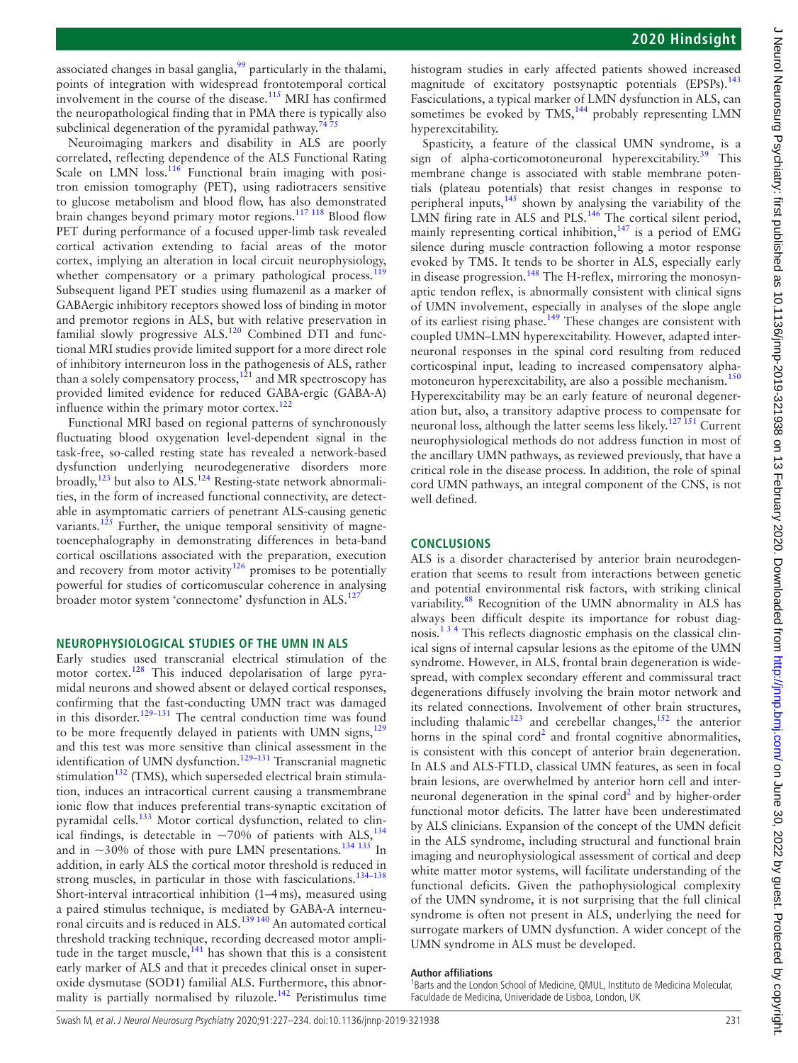associated changes in basal ganglia,[99] particularly in the thalami, points of integration with widespread frontotemporal cortical involvement in the course of the disease.[115] MRI has confirmed the neuropathological finding that in PMA there is typically also subclinical degeneration of the pyramidal pathway.[74 75]

Neuroimaging markers and disability in ALS are poorly correlated, reflecting dependence of the ALS Functional Rating Scale on LMN loss.[116] Functional brain imaging with positron emission tomography (PET), using radiotracers sensitive to glucose metabolism and blood flow, has also demonstrated brain changes beyond primary motor regions.[117 118] Blood flow PET during performance of a focused upper-limb task revealed cortical activation extending to facial areas of the motor cortex, implying an alteration in local circuit neurophysiology, whether compensatory or a primary pathological process.[119] Subsequent ligand PET studies using flumazenil as a marker of GABAergic inhibitory receptors showed loss of binding in motor and premotor regions in ALS, but with relative preservation in familial slowly progressive ALS.[120] Combined DTI and functional MRI studies provide limited support for a more direct role of inhibitory interneuron loss in the pathogenesis of ALS, rather than a solely compensatory process,[121] and MR spectroscopy has provided limited evidence for reduced GABA-ergic (GABA-A) influence within the primary motor cortex.[122]

Functional MRI based on regional patterns of synchronously fluctuating blood oxygenation level-dependent signal in the task-free, so-called resting state has revealed a network-based dysfunction underlying neurodegenerative disorders more broadly,[123] but also to ALS.[124] Resting-state network abnormalities, in the form of increased functional connectivity, are detectable in asymptomatic carriers of penetrant ALS-causing genetic variants.[125] Further, the unique temporal sensitivity of magnetoencephalography in demonstrating differences in beta-band cortical oscillations associated with the preparation, execution and recovery from motor activity[126] promises to be potentially powerful for studies of corticomuscular coherence in analysing broader motor system 'connectome' dysfunction in ALS.[127]

## NEUROPHYSIOLOGICAL STUDIES OF THE UMN IN ALS

Early studies used transcranial electrical stimulation of the motor cortex.[128] This induced depolarisation of large pyramidal neurons and showed absent or delayed cortical responses, confirming that the fast-conducting UMN tract was damaged in this disorder.[129–131] The central conduction time was found to be more frequently delayed in patients with UMN signs,[129] and this test was more sensitive than clinical assessment in the identification of UMN dysfunction.[129–131] Transcranial magnetic stimulation[132] (TMS), which superseded electrical brain stimulation, induces an intracortical current causing a transmembrane ionic flow that induces preferential trans-synaptic excitation of pyramidal cells.[133] Motor cortical dysfunction, related to clinical findings, is detectable in ~70% of patients with ALS,[134] and in ~30% of those with pure LMN presentations.[134 135] In addition, in early ALS the cortical motor threshold is reduced in strong muscles, in particular in those with fasciculations.[134–138] Short-interval intracortical inhibition (1–4 ms), measured using a paired stimulus technique, is mediated by GABA-A interneuronal circuits and is reduced in ALS.[139 140] An automated cortical threshold tracking technique, recording decreased motor amplitude in the target muscle,[141] has shown that this is a consistent early marker of ALS and that it precedes clinical onset in superoxide dysmutase (SOD1) familial ALS. Furthermore, this abnormality is partially normalised by riluzole.[142] Peristimulus time histogram studies in early affected patients showed increased magnitude of excitatory postsynaptic potentials (EPSPs).[143] Fasciculations, a typical marker of LMN dysfunction in ALS, can sometimes be evoked by TMS,[144] probably representing LMN hyperexcitability.

Spasticity, a feature of the classical UMN syndrome, is a sign of alpha-corticomotoneuronal hyperexcitability.[39] This membrane change is associated with stable membrane potentials (plateau potentials) that resist changes in response to peripheral inputs,[145] shown by analysing the variability of the LMN firing rate in ALS and PLS.[146] The cortical silent period, mainly representing cortical inhibition,[147] is a period of EMG silence during muscle contraction following a motor response evoked by TMS. It tends to be shorter in ALS, especially early in disease progression.[148] The H-reflex, mirroring the monosynaptic tendon reflex, is abnormally consistent with clinical signs of UMN involvement, especially in analyses of the slope angle of its earliest rising phase.[149] These changes are consistent with coupled UMN–LMN hyperexcitability. However, adapted interneuronal responses in the spinal cord resulting from reduced corticospinal input, leading to increased compensatory alphamotoneuron hyperexcitability, are also a possible mechanism.[150] Hyperexcitability may be an early feature of neuronal degeneration but, also, a transitory adaptive process to compensate for neuronal loss, although the latter seems less likely.[127 151] Current neurophysiological methods do not address function in most of the ancillary UMN pathways, as reviewed previously, that have a critical role in the disease process. In addition, the role of spinal cord UMN pathways, an integral component of the CNS, is not well defined.

## CONCLUSIONS

ALS is a disorder characterised by anterior brain neurodegeneration that seems to result from interactions between genetic and potential environmental risk factors, with striking clinical variability.[88] Recognition of the UMN abnormality in ALS has always been difficult despite its importance for robust diagnosis.[1 3 4] This reflects diagnostic emphasis on the classical clinical signs of internal capsular lesions as the epitome of the UMN syndrome. However, in ALS, frontal brain degeneration is widespread, with complex secondary efferent and commissural tract degenerations diffusely involving the brain motor network and its related connections. Involvement of other brain structures, including thalamic[123] and cerebellar changes,[152] the anterior horns in the spinal cord[2] and frontal cognitive abnormalities, is consistent with this concept of anterior brain degeneration. In ALS and ALS-FTLD, classical UMN features, as seen in focal brain lesions, are overwhelmed by anterior horn cell and interneuronal degeneration in the spinal cord[2] and by higher-order functional motor deficits. The latter have been underestimated by ALS clinicians. Expansion of the concept of the UMN deficit in the ALS syndrome, including structural and functional brain imaging and neurophysiological assessment of cortical and deep white matter motor systems, will facilitate understanding of the functional deficits. Given the pathophysiological complexity of the UMN syndrome, it is not surprising that the full clinical syndrome is often not present in ALS, underlying the need for surrogate markers of UMN dysfunction. A wider concept of the UMN syndrome in ALS must be developed.

**Author affiliations**

[1]Barts and the London School of Medicine, QMUL, Instituto de Medicina Molecular, Faculdade de Medicina, Univeridade de Lisboa, London, UK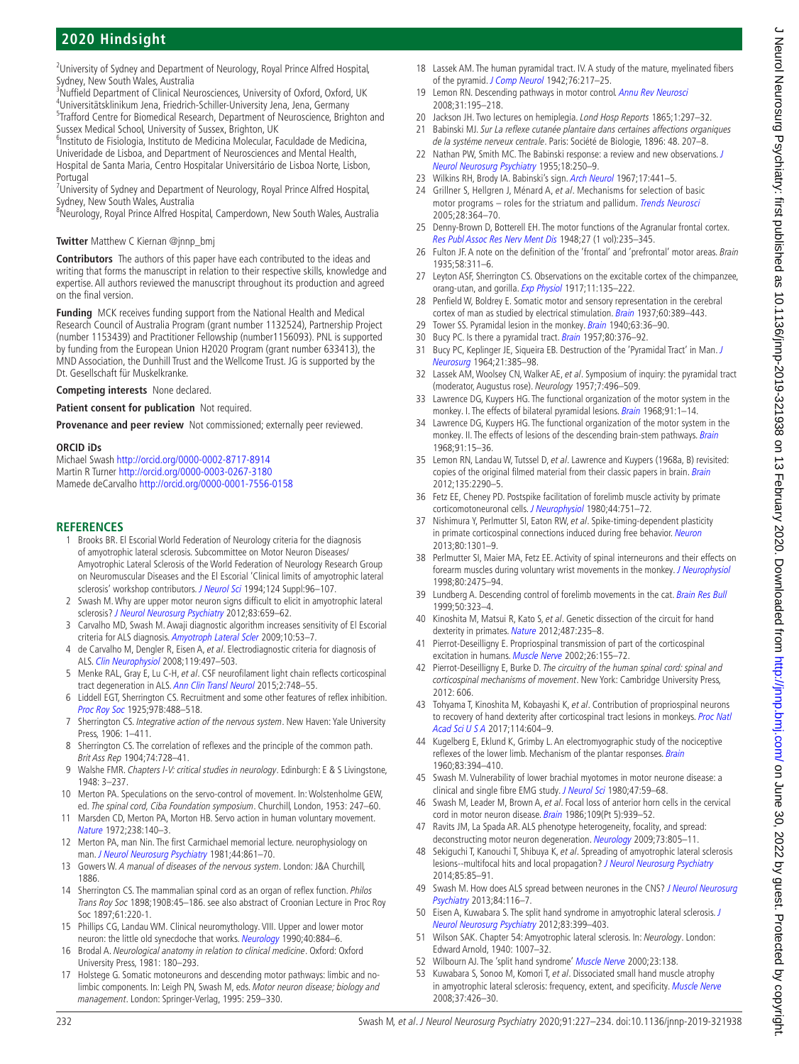[2]University of Sydney and Department of Neurology, Royal Prince Alfred Hospital, Sydney, New South Wales, Australia
[3]Nuffield Department of Clinical Neurosciences, University of Oxford, Oxford, UK
[4]Universitätsklinikum Jena, Friedrich-Schiller-University Jena, Jena, Germany
[5]Trafford Centre for Biomedical Research, Department of Neuroscience, Brighton and Sussex Medical School, University of Sussex, Brighton, UK
[6]Instituto de Fisiologia, Instituto de Medicina Molecular, Faculdade de Medicina, Univeridade de Lisboa, and Department of Neurosciences and Mental Health, Hospital de Santa Maria, Centro Hospitalar Universitário de Lisboa Norte, Lisbon, Portugal
[7]University of Sydney and Department of Neurology, Royal Prince Alfred Hospital, Sydney, New South Wales, Australia
[8]Neurology, Royal Prince Alfred Hospital, Camperdown, New South Wales, Australia

**Twitter** Matthew C Kiernan @jnnp_bmj

**Contributors** The authors of this paper have each contributed to the ideas and writing that forms the manuscript in relation to their respective skills, knowledge and expertise. All authors reviewed the manuscript throughout its production and agreed on the final version.

**Funding** MCK receives funding support from the National Health and Medical Research Council of Australia Program (grant number 1132524), Partnership Project (number 1153439) and Practitioner Fellowship (number1156093). PNL is supported by funding from the European Union H2020 Program (grant number 633413), the MND Association, the Dunhill Trust and the Wellcome Trust. JG is supported by the Dt. Gesellschaft für Muskelkranke.

**Competing interests** None declared.

**Patient consent for publication** Not required.

**Provenance and peer review** Not commissioned; externally peer reviewed.

**ORCID iDs**

Michael Swash http://orcid.org/0000-0002-8717-8914
Martin R Turner http://orcid.org/0000-0003-0267-3180
Mamede deCarvalho http://orcid.org/0000-0001-7556-0158

## REFERENCES

1. Brooks BR. El Escorial World Federation of Neurology criteria for the diagnosis of amyotrophic lateral sclerosis. Subcommittee on Motor Neuron Diseases/ Amyotrophic Lateral Sclerosis of the World Federation of Neurology Research Group on Neuromuscular Diseases and the El Escorial 'Clinical limits of amyotrophic lateral sclerosis' workshop contributors. *J Neurol Sci* 1994;124 Suppl:96–107.
2. Swash M. Why are upper motor neuron signs difficult to elicit in amyotrophic lateral sclerosis? *J Neurol Neurosurg Psychiatry* 2012;83:659–62.
3. Carvalho MD, Swash M. Awaji diagnostic algorithm increases sensitivity of El Escorial criteria for ALS diagnosis. *Amyotroph Lateral Scler* 2009;10:53–7.
4. de Carvalho M, Dengler R, Eisen A, *et al*. Electrodiagnostic criteria for diagnosis of ALS. *Clin Neurophysiol* 2008;119:497–503.
5. Menke RAL, Gray E, Lu C-H, *et al*. CSF neurofilament light chain reflects corticospinal tract degeneration in ALS. *Ann Clin Transl Neurol* 2015;2:748–55.
6. Liddell EGT, Sherrington CS. Recruitment and some other features of reflex inhibition. *Proc Roy Soc* 1925;97B:488–518.
7. Sherrington CS. *Integrative action of the nervous system*. New Haven: Yale University Press, 1906: 1–411.
8. Sherrington CS. The correlation of reflexes and the principle of the common path. *Brit Ass Rep* 1904;74:728–41.
9. Walshe FMR. *Chapters I-V: critical studies in neurology*. Edinburgh: E & S Livingstone, 1948: 3–237.
10. Merton PA. Speculations on the servo-control of movement. In: Wolstenholme GEW, ed. *The spinal cord, Ciba Foundation symposium*. Churchill, London, 1953: 247–60.
11. Marsden CD, Merton PA, Morton HB. Servo action in human voluntary movement. *Nature* 1972;238:140–3.
12. Merton PA, man Nin. The first Carmichael memorial lecture. neurophysiology on man. *J Neurol Neurosurg Psychiatry* 1981;44:861–70.
13. Gowers W. *A manual of diseases of the nervous system*. London: J&A Churchill, 1886.
14. Sherrington CS. The mammalian spinal cord as an organ of reflex function. *Philos Trans Roy Soc* 1898;190B:45–186. see also abstract of Croonian Lecture in Proc Roy Soc 1897;61:220-1.
15. Phillips CG, Landau WM. Clinical neuromythology. VIII. Upper and lower motor neuron: the little old synecdoche that works. *Neurology* 1990;40:884–6.
16. Brodal A. *Neurological anatomy in relation to clinical medicine*. Oxford: Oxford University Press, 1981: 180–293.
17. Holstege G. Somatic motoneurons and descending motor pathways: limbic and no-limbic components. In: Leigh PN, Swash M, eds. *Motor neuron disease; biology and management*. London: Springer-Verlag, 1995: 259–330.
18. Lassek AM. The human pyramidal tract. IV. A study of the mature, myelinated fibers of the pyramid. *J Comp Neurol* 1942;76:217–25.
19. Lemon RN. Descending pathways in motor control. *Annu Rev Neurosci* 2008;31:195–218.
20. Jackson JH. Two lectures on hemiplegia. *Lond Hosp Reports* 1865;1:297–32.
21. Babinski MJ. *Sur La reflexe cutanée plantaire dans certaines affections organiques de la systéme nerveux centrale*. Paris: Société de Biologie, 1896: 48. 207–8.
22. Nathan PW, Smith MC. The Babinski response: a review and new observations. *J Neurol Neurosurg Psychiatry* 1955;18:250–9.
23. Wilkins RH, Brody IA. Babinski's sign. *Arch Neurol* 1967;17:441–5.
24. Grillner S, Hellgren J, Ménard A, *et al*. Mechanisms for selection of basic motor programs – roles for the striatum and pallidum. *Trends Neurosci* 2005;28:364–70.
25. Denny-Brown D, Botterell EH. The motor functions of the Agranular frontal cortex. *Res Publ Assoc Res Nerv Ment Dis* 1948;27 (1 vol):235–345.
26. Fulton JF. A note on the definition of the 'frontal' and 'prefrontal' motor areas. *Brain* 1935;58:311–6.
27. Leyton ASF, Sherrington CS. Observations on the excitable cortex of the chimpanzee, orang-utan, and gorilla. *Exp Physiol* 1917;11:135–222.
28. Penfield W, Boldrey E. Somatic motor and sensory representation in the cerebral cortex of man as studied by electrical stimulation. *Brain* 1937;60:389–443.
29. Tower SS. Pyramidal lesion in the monkey. *Brain* 1940;63:36–90.
30. Bucy PC. Is there a pyramidal tract. *Brain* 1957;80:376–92.
31. Bucy PC, Keplinger JE, Siqueira EB. Destruction of the 'Pyramidal Tract' in Man. *J Neurosurg* 1964;21:385–98.
32. Lassek AM, Woolsey CN, Walker AE, *et al*. Symposium of inquiry: the pyramidal tract (moderator, Augustus rose). *Neurology* 1957;7:496–509.
33. Lawrence DG, Kuypers HG. The functional organization of the motor system in the monkey. I. The effects of bilateral pyramidal lesions. *Brain* 1968;91:1–14.
34. Lawrence DG, Kuypers HG. The functional organization of the motor system in the monkey. II. The effects of lesions of the descending brain-stem pathways. *Brain* 1968;91:15–36.
35. Lemon RN, Landau W, Tutssel D, *et al*. Lawrence and Kuypers (1968a, B) revisited: copies of the original filmed material from their classic papers in brain. *Brain* 2012;135:2290–5.
36. Fetz EE, Cheney PD. Postspike facilitation of forelimb muscle activity by primate corticomotoneuronal cells. *J Neurophysiol* 1980;44:751–72.
37. Nishimura Y, Perlmutter SI, Eaton RW, *et al*. Spike-timing-dependent plasticity in primate corticospinal connections induced during free behavior. *Neuron* 2013;80:1301–9.
38. Perlmutter SI, Maier MA, Fetz EE. Activity of spinal interneurons and their effects on forearm muscles during voluntary wrist movements in the monkey. *J Neurophysiol* 1998;80:2475–94.
39. Lundberg A. Descending control of forelimb movements in the cat. *Brain Res Bull* 1999;50:323–4.
40. Kinoshita M, Matsui R, Kato S, *et al*. Genetic dissection of the circuit for hand dexterity in primates. *Nature* 2012;487:235–8.
41. Pierrot-Deseilligny E. Propriospinal transmission of part of the corticospinal excitation in humans. *Muscle Nerve* 2002;26:155–72.
42. Pierrot-Deseilligny E, Burke D. *The circuitry of the human spinal cord: spinal and corticospinal mechanisms of movement*. New York: Cambridge University Press, 2012: 606.
43. Tohyama T, Kinoshita M, Kobayashi K, *et al*. Contribution of propriospinal neurons to recovery of hand dexterity after corticospinal tract lesions in monkeys. *Proc Natl Acad Sci U S A* 2017;114:604–9.
44. Kugelberg E, Eklund K, Grimby L. An electromyographic study of the nociceptive reflexes of the lower limb. Mechanism of the plantar responses. *Brain* 1960;83:394–410.
45. Swash M. Vulnerability of lower brachial myotomes in motor neurone disease: a clinical and single fibre EMG study. *J Neurol Sci* 1980;47:59–68.
46. Swash M, Leader M, Brown A, *et al*. Focal loss of anterior horn cells in the cervical cord in motor neuron disease. *Brain* 1986;109(Pt 5):939–52.
47. Ravits JM, La Spada AR. ALS phenotype heterogeneity, focality, and spread: deconstructing motor neuron degeneration. *Neurology* 2009;73:805–11.
48. Sekiguchi T, Kanouchi T, Shibuya K, *et al*. Spreading of amyotrophic lateral sclerosis lesions--multifocal hits and local propagation? *J Neurol Neurosurg Psychiatry* 2014;85:85–91.
49. Swash M. How does ALS spread between neurones in the CNS? *J Neurol Neurosurg Psychiatry* 2013;84:116–7.
50. Eisen A, Kuwabara S. The split hand syndrome in amyotrophic lateral sclerosis. *J Neurol Neurosurg Psychiatry* 2012;83:399–403.
51. Wilson SAK. Chapter 54: Amyotrophic lateral sclerosis. In: *Neurology*. London: Edward Arnold, 1940: 1007–32.
52. Wilbourn AJ. The 'split hand syndrome' *Muscle Nerve* 2000;23:138.
53. Kuwabara S, Sonoo M, Komori T, *et al*. Dissociated small hand muscle atrophy in amyotrophic lateral sclerosis: frequency, extent, and specificity. *Muscle Nerve* 2008;37:426–30.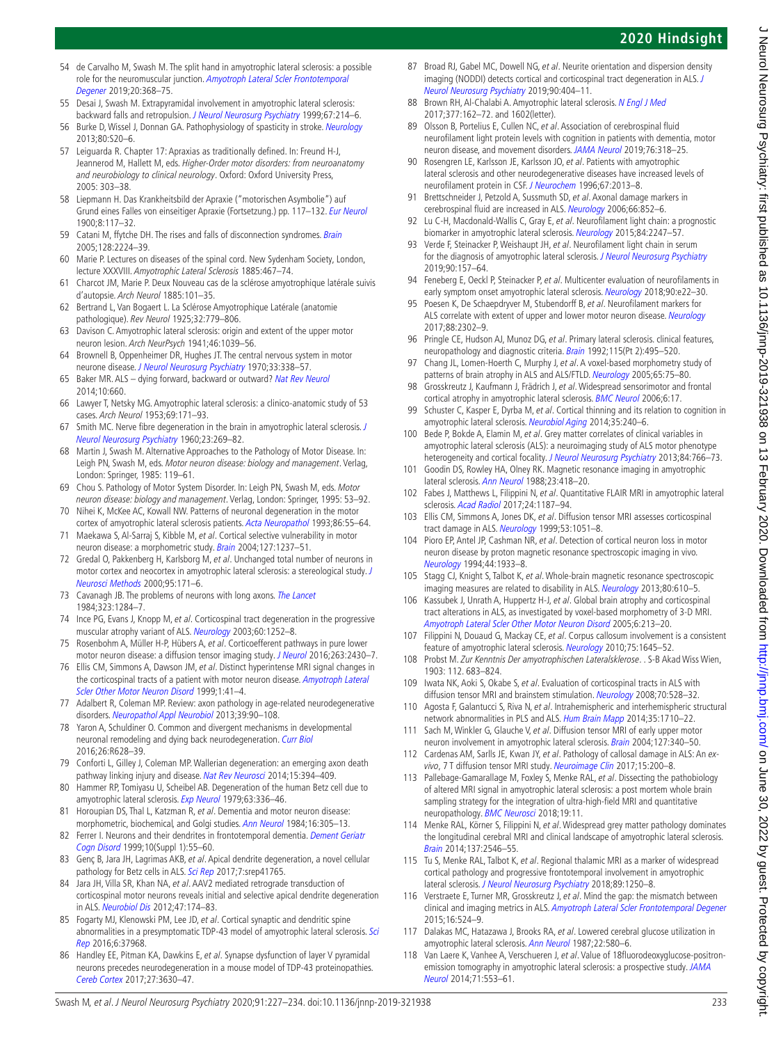54 de Carvalho M, Swash M. The split hand in amyotrophic lateral sclerosis: a possible role for the neuromuscular junction. *Amyotroph Lateral Scler Frontotemporal Degener* 2019;20:368–75.

55 Desai J, Swash M. Extrapyramidal involvement in amyotrophic lateral sclerosis: backward falls and retropulsion. *J Neurol Neurosurg Psychiatry* 1999;67:214–6.

56 Burke D, Wissel J, Donnan GA. Pathophysiology of spasticity in stroke. *Neurology* 2013;80:S20–6.

57 Leiguarda R. Chapter 17: Apraxias as traditionally defined. In: Freund H-J, Jeannerod M, Hallett M, eds. *Higher-Order motor disorders: from neuroanatomy and neurobiology to clinical neurology*. Oxford: Oxford University Press, 2005: 303–38.

58 Liepmann H. Das Krankheitsbild der Apraxie ("motorischen Asymbolie") auf Grund eines Falles von einseitiger Apraxie (Fortsetzung.) pp. 117–132. *Eur Neurol* 1900;8:117–32.

59 Catani M, ffytche DH. The rises and falls of disconnection syndromes. *Brain* 2005;128:2224–39.

60 Marie P. Lectures on diseases of the spinal cord. New Sydenham Society, London, lecture XXXVIII. *Amyotrophic Lateral Sclerosis* 1885:467–74.

61 Charcot JM, Marie P. Deux Nouveau cas de la sclérose amyotrophique latérale suivis d'autopsie. *Arch Neurol* 1885:101–35.

62 Bertrand L, Van Bogaert L. La Sclérose Amyotrophique Latérale (anatomie pathologique). *Rev Neurol* 1925;32:779–806.

63 Davison C. Amyotrophic lateral sclerosis: origin and extent of the upper motor neuron lesion. *Arch NeurPsych* 1941;46:1039–56.

64 Brownell B, Oppenheimer DR, Hughes JT. The central nervous system in motor neurone disease. *J Neurol Neurosurg Psychiatry* 1970;33:338–57.

65 Baker MR. ALS – dying forward, backward or outward? *Nat Rev Neurol* 2014;10:660.

66 Lawyer T, Netsky MG. Amyotrophic lateral sclerosis: a clinico-anatomic study of 53 cases. *Arch Neurol* 1953;69:171–93.

67 Smith MC. Nerve fibre degeneration in the brain in amyotrophic lateral sclerosis. *J Neurol Neurosurg Psychiatry* 1960;23:269–82.

68 Martin J, Swash M. Alternative Approaches to the Pathology of Motor Disease. In: Leigh PN, Swash M, eds. *Motor neuron disease: biology and management*. Verlag, London: Springer, 1985: 119–61.

69 Chou S. Pathology of Motor System Disorder. In: Leigh PN, Swash M, eds. *Motor neuron disease: biology and management*. Verlag, London: Springer, 1995: 53–92.

70 Nihei K, McKee AC, Kowall NW. Patterns of neuronal degeneration in the motor cortex of amyotrophic lateral sclerosis patients. *Acta Neuropathol* 1993;86:55–64.

71 Maekawa S, Al-Sarraj S, Kibble M, et al. Cortical selective vulnerability in motor neuron disease: a morphometric study. *Brain* 2004;127:1237–51.

72 Gredal O, Pakkenberg H, Karlsborg M, et al. Unchanged total number of neurons in motor cortex and neocortex in amyotrophic lateral sclerosis: a stereological study. *J Neurosci Methods* 2000;95:171–6.

73 Cavanagh JB. The problems of neurons with long axons. *The Lancet* 1984;323:1284–7.

74 Ince PG, Evans J, Knopp M, et al. Corticospinal tract degeneration in the progressive muscular atrophy variant of ALS. *Neurology* 2003;60:1252–8.

75 Rosenbohm A, Müller H-P, Hübers A, et al. Corticoefferent pathways in pure lower motor neuron disease: a diffusion tensor imaging study. *J Neurol* 2016;263:2430–7.

76 Ellis CM, Simmons A, Dawson JM, et al. Distinct hyperintense MRI signal changes in the corticospinal tracts of a patient with motor neuron disease. *Amyotroph Lateral Scler Other Motor Neuron Disord* 1999;1:41–4.

77 Adalbert R, Coleman MP. Review: axon pathology in age-related neurodegenerative disorders. *Neuropathol Appl Neurobiol* 2013;39:90–108.

78 Yaron A, Schuldiner O. Common and divergent mechanisms in developmental neuronal remodeling and dying back neurodegeneration. *Curr Biol* 2016;26:R628–39.

79 Conforti L, Gilley J, Coleman MP. Wallerian degeneration: an emerging axon death pathway linking injury and disease. *Nat Rev Neurosci* 2014;15:394–409.

80 Hammer RP, Tomiyasu U, Scheibel AB. Degeneration of the human Betz cell due to amyotrophic lateral sclerosis. *Exp Neurol* 1979;63:336–46.

81 Horoupian DS, Thal L, Katzman R, et al. Dementia and motor neuron disease: morphometric, biochemical, and Golgi studies. *Ann Neurol* 1984;16:305–13.

82 Ferrer I. Neurons and their dendrites in frontotemporal dementia. *Dement Geriatr Cogn Disord* 1999;10(Suppl 1):55–60.

83 Genç B, Jara JH, Lagrimas AKB, et al. Apical dendrite degeneration, a novel cellular pathology for Betz cells in ALS. *Sci Rep* 2017;7:srep41765.

84 Jara JH, Villa SR, Khan NA, et al. AAV2 mediated retrograde transduction of corticospinal motor neurons reveals initial and selective apical dendrite degeneration in ALS. *Neurobiol Dis* 2012;47:174–83.

85 Fogarty MJ, Klenowski PM, Lee JD, et al. Cortical synaptic and dendritic spine abnormalities in a presymptomatic TDP-43 model of amyotrophic lateral sclerosis. *Sci Rep* 2016;6:37968.

86 Handley EE, Pitman KA, Dawkins E, et al. Synapse dysfunction of layer V pyramidal neurons precedes neurodegeneration in a mouse model of TDP-43 proteinopathies. *Cereb Cortex* 2017;27:3630–47.

87 Broad RJ, Gabel MC, Dowell NG, et al. Neurite orientation and dispersion density imaging (NODDI) detects cortical and corticospinal tract degeneration in ALS. *J Neurol Neurosurg Psychiatry* 2019;90:404–11.

88 Brown RH, Al-Chalabi A. Amyotrophic lateral sclerosis. *N Engl J Med* 2017;377:162–72. and 1602(letter).

89 Olsson B, Portelius E, Cullen NC, et al. Association of cerebrospinal fluid neurofilament light protein levels with cognition in patients with dementia, motor neuron disease, and movement disorders. *JAMA Neurol* 2019;76:318–25.

90 Rosengren LE, Karlsson JE, Karlsson JO, et al. Patients with amyotrophic lateral sclerosis and other neurodegenerative diseases have increased levels of neurofilament protein in CSF. *J Neurochem* 1996;67:2013–8.

91 Brettschneider J, Petzold A, Sussmuth SD, et al. Axonal damage markers in cerebrospinal fluid are increased in ALS. *Neurology* 2006;66:852–6.

92 Lu C-H, Macdonald-Wallis C, Gray E, et al. Neurofilament light chain: a prognostic biomarker in amyotrophic lateral sclerosis. *Neurology* 2015;84:2247–57.

93 Verde F, Steinacker P, Weishaupt JH, et al. Neurofilament light chain in serum for the diagnosis of amyotrophic lateral sclerosis. *J Neurol Neurosurg Psychiatry* 2019;90:157–64.

94 Feneberg E, Oeckl P, Steinacker P, et al. Multicenter evaluation of neurofilaments in early symptom onset amyotrophic lateral sclerosis. *Neurology* 2018;90:e22–30.

95 Poesen K, De Schaepdryver M, Stubendorff B, et al. Neurofilament markers for ALS correlate with extent of upper and lower motor neuron disease. *Neurology* 2017;88:2302–9.

96 Pringle CE, Hudson AJ, Munoz DG, et al. Primary lateral sclerosis. clinical features, neuropathology and diagnostic criteria. *Brain* 1992;115(Pt 2):495–520.

97 Chang JL, Lomen-Hoerth C, Murphy J, et al. A voxel-based morphometry study of patterns of brain atrophy in ALS and ALS/FTLD. *Neurology* 2005;65:75–80.

98 Grosskreutz J, Kaufmann J, Frädrich J, et al. Widespread sensorimotor and frontal cortical atrophy in amyotrophic lateral sclerosis. *BMC Neurol* 2006;6:17.

99 Schuster C, Kasper E, Dyrba M, et al. Cortical thinning and its relation to cognition in amyotrophic lateral sclerosis. *Neurobiol Aging* 2014;35:240–6.

100 Bede P, Bokde A, Elamin M, et al. Grey matter correlates of clinical variables in amyotrophic lateral sclerosis (ALS): a neuroimaging study of ALS motor phenotype heterogeneity and cortical focality. *J Neurol Neurosurg Psychiatry* 2013;84:766–73.

101 Goodin DS, Rowley HA, Olney RK. Magnetic resonance imaging in amyotrophic lateral sclerosis. *Ann Neurol* 1988;23:418–20.

102 Fabes J, Matthews L, Filippini N, et al. Quantitative FLAIR MRI in amyotrophic lateral sclerosis. *Acad Radiol* 2017;24:1187–94.

103 Ellis CM, Simmons A, Jones DK, et al. Diffusion tensor MRI assesses corticospinal tract damage in ALS. *Neurology* 1999;53:1051–8.

104 Pioro EP, Antel JP, Cashman NR, et al. Detection of cortical neuron loss in motor neuron disease by proton magnetic resonance spectroscopic imaging in vivo. *Neurology* 1994;44:1933–8.

105 Stagg CJ, Knight S, Talbot K, et al. Whole-brain magnetic resonance spectroscopic imaging measures are related to disability in ALS. *Neurology* 2013;80:610–5.

106 Kassubek J, Unrath A, Huppertz H-J, et al. Global brain atrophy and corticospinal tract alterations in ALS, as investigated by voxel-based morphometry of 3-D MRI. *Amyotroph Lateral Scler Other Motor Neuron Disord* 2005;6:213–20.

107 Filippini N, Douaud G, Mackay CE, et al. Corpus callosum involvement is a consistent feature of amyotrophic lateral sclerosis. *Neurology* 2010;75:1645–52.

108 Probst M. *Zur Kenntnis Der amyotrophischen Lateralsklerose*. . S-B Akad Wiss Wien, 1903: 112. 683–824.

109 Iwata NK, Aoki S, Okabe S, et al. Evaluation of corticospinal tracts in ALS with diffusion tensor MRI and brainstem stimulation. *Neurology* 2008;70:528–32.

110 Agosta F, Galantucci S, Riva N, et al. Intrahemispheric and interhemispheric structural network abnormalities in PLS and ALS. *Hum Brain Mapp* 2014;35:1710–22.

111 Sach M, Winkler G, Glauche V, et al. Diffusion tensor MRI of early upper motor neuron involvement in amyotrophic lateral sclerosis. *Brain* 2004;127:340–50.

112 Cardenas AM, Sarlls JE, Kwan JY, et al. Pathology of callosal damage in ALS: An ex-vivo, 7 T diffusion tensor MRI study. *Neuroimage Clin* 2017;15:200–8.

113 Pallebage-Gamarallage M, Foxley S, Menke RAL, et al. Dissecting the pathobiology of altered MRI signal in amyotrophic lateral sclerosis: a post mortem whole brain sampling strategy for the integration of ultra-high-field MRI and quantitative neuropathology. *BMC Neurosci* 2018;19:11.

114 Menke RAL, Körner S, Filippini N, et al. Widespread grey matter pathology dominates the longitudinal cerebral MRI and clinical landscape of amyotrophic lateral sclerosis. *Brain* 2014;137:2546–55.

115 Tu S, Menke RAL, Talbot K, et al. Regional thalamic MRI as a marker of widespread cortical pathology and progressive frontotemporal involvement in amyotrophic lateral sclerosis. *J Neurol Neurosurg Psychiatry* 2018;89:1250–8.

116 Verstraete E, Turner MR, Grosskreutz J, et al. Mind the gap: the mismatch between clinical and imaging metrics in ALS. *Amyotroph Lateral Scler Frontotemporal Degener* 2015;16:524–9.

117 Dalakas MC, Hatazawa J, Brooks RA, et al. Lowered cerebral glucose utilization in amyotrophic lateral sclerosis. *Ann Neurol* 1987;22:580–6.

118 Van Laere K, Vanhee A, Verschueren J, et al. Value of 18fluorodeoxyglucose-positron-emission tomography in amyotrophic lateral sclerosis: a prospective study. *JAMA Neurol* 2014;71:553–61.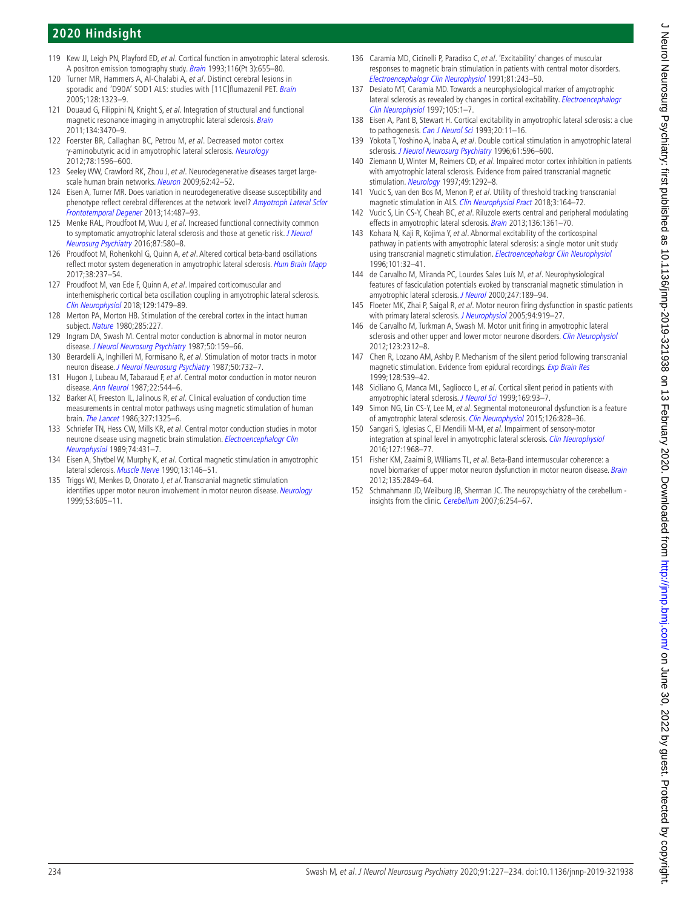119 Kew JJ, Leigh PN, Playford ED, *et al*. Cortical function in amyotrophic lateral sclerosis. A positron emission tomography study. *Brain* 1993;116(Pt 3):655–80.

120 Turner MR, Hammers A, Al-Chalabi A, *et al*. Distinct cerebral lesions in sporadic and 'D90A' SOD1 ALS: studies with [11C]flumazenil PET. *Brain* 2005;128:1323–9.

121 Douaud G, Filippini N, Knight S, *et al*. Integration of structural and functional magnetic resonance imaging in amyotrophic lateral sclerosis. *Brain* 2011;134:3470–9.

122 Foerster BR, Callaghan BC, Petrou M, *et al*. Decreased motor cortex γ-aminobutyric acid in amyotrophic lateral sclerosis. *Neurology* 2012;78:1596–600.

123 Seeley WW, Crawford RK, Zhou J, *et al*. Neurodegenerative diseases target large-scale human brain networks. *Neuron* 2009;62:42–52.

124 Eisen A, Turner MR. Does variation in neurodegenerative disease susceptibility and phenotype reflect cerebral differences at the network level? *Amyotroph Lateral Scler Frontotemporal Degener* 2013;14:487–93.

125 Menke RAL, Proudfoot M, Wuu J, *et al*. Increased functional connectivity common to symptomatic amyotrophic lateral sclerosis and those at genetic risk. *J Neurol Neurosurg Psychiatry* 2016;87:580–8.

126 Proudfoot M, Rohenkohl G, Quinn A, *et al*. Altered cortical beta-band oscillations reflect motor system degeneration in amyotrophic lateral sclerosis. *Hum Brain Mapp* 2017;38:237–54.

127 Proudfoot M, van Ede F, Quinn A, *et al*. Impaired corticomuscular and interhemispheric cortical beta oscillation coupling in amyotrophic lateral sclerosis. *Clin Neurophysiol* 2018;129:1479–89.

128 Merton PA, Morton HB. Stimulation of the cerebral cortex in the intact human subject. *Nature* 1980;285:227.

129 Ingram DA, Swash M. Central motor conduction is abnormal in motor neuron disease. *J Neurol Neurosurg Psychiatry* 1987;50:159–66.

130 Berardelli A, Inghilleri M, Formisano R, *et al*. Stimulation of motor tracts in motor neuron disease. *J Neurol Neurosurg Psychiatry* 1987;50:732–7.

131 Hugon J, Lubeau M, Tabaraud F, *et al*. Central motor conduction in motor neuron disease. *Ann Neurol* 1987;22:544–6.

132 Barker AT, Freeston IL, Jalinous R, *et al*. Clinical evaluation of conduction time measurements in central motor pathways using magnetic stimulation of human brain. *The Lancet* 1986;327:1325–6.

133 Schriefer TN, Hess CW, Mills KR, *et al*. Central motor conduction studies in motor neurone disease using magnetic brain stimulation. *Electroencephalogr Clin Neurophysiol* 1989;74:431–7.

134 Eisen A, Shytbel W, Murphy K, *et al*. Cortical magnetic stimulation in amyotrophic lateral sclerosis. *Muscle Nerve* 1990;13:146–51.

135 Triggs WJ, Menkes D, Onorato J, *et al*. Transcranial magnetic stimulation identifies upper motor neuron involvement in motor neuron disease. *Neurology* 1999;53:605–11.

136 Caramia MD, Cicinelli P, Paradiso C, *et al*. 'Excitability' changes of muscular responses to magnetic brain stimulation in patients with central motor disorders. *Electroencephalogr Clin Neurophysiol* 1991;81:243–50.

137 Desiato MT, Caramia MD. Towards a neurophysiological marker of amyotrophic lateral sclerosis as revealed by changes in cortical excitability. *Electroencephalogr Clin Neurophysiol* 1997;105:1–7.

138 Eisen A, Pant B, Stewart H. Cortical excitability in amyotrophic lateral sclerosis: a clue to pathogenesis. *Can J Neurol Sci* 1993;20:11–16.

139 Yokota T, Yoshino A, Inaba A, *et al*. Double cortical stimulation in amyotrophic lateral sclerosis. *J Neurol Neurosurg Psychiatry* 1996;61:596–600.

140 Ziemann U, Winter M, Reimers CD, *et al*. Impaired motor cortex inhibition in patients with amyotrophic lateral sclerosis. Evidence from paired transcranial magnetic stimulation. *Neurology* 1997;49:1292–8.

141 Vucic S, van den Bos M, Menon P, *et al*. Utility of threshold tracking transcranial magnetic stimulation in ALS. *Clin Neurophysiol Pract* 2018;3:164–72.

142 Vucic S, Lin CS-Y, Cheah BC, *et al*. Riluzole exerts central and peripheral modulating effects in amyotrophic lateral sclerosis. *Brain* 2013;136:1361–70.

143 Kohara N, Kaji R, Kojima Y, *et al*. Abnormal excitability of the corticospinal pathway in patients with amyotrophic lateral sclerosis: a single motor unit study using transcranial magnetic stimulation. *Electroencephalogr Clin Neurophysiol* 1996;101:32–41.

144 de Carvalho M, Miranda PC, Lourdes Sales Luís M, *et al*. Neurophysiological features of fasciculation potentials evoked by transcranial magnetic stimulation in amyotrophic lateral sclerosis. *J Neurol* 2000;247:189–94.

145 Floeter MK, Zhai P, Saigal R, *et al*. Motor neuron firing dysfunction in spastic patients with primary lateral sclerosis. *J Neurophysiol* 2005;94:919–27.

146 de Carvalho M, Turkman A, Swash M. Motor unit firing in amyotrophic lateral sclerosis and other upper and lower motor neurone disorders. *Clin Neurophysiol* 2012;123:2312–8.

147 Chen R, Lozano AM, Ashby P. Mechanism of the silent period following transcranial magnetic stimulation. Evidence from epidural recordings. *Exp Brain Res* 1999;128:539–42.

148 Siciliano G, Manca ML, Sagliocco L, *et al*. Cortical silent period in patients with amyotrophic lateral sclerosis. *J Neurol Sci* 1999;169:93–7.

149 Simon NG, Lin CS-Y, Lee M, *et al*. Segmental motoneuronal dysfunction is a feature of amyotrophic lateral sclerosis. *Clin Neurophysiol* 2015;126:828–36.

150 Sangari S, Iglesias C, El Mendili M-M, *et al*. Impairment of sensory-motor integration at spinal level in amyotrophic lateral sclerosis. *Clin Neurophysiol* 2016;127:1968–77.

151 Fisher KM, Zaaimi B, Williams TL, *et al*. Beta-Band intermuscular coherence: a novel biomarker of upper motor neuron dysfunction in motor neuron disease. *Brain* 2012;135:2849–64.

152 Schmahmann JD, Weilburg JB, Sherman JC. The neuropsychiatry of the cerebellum - insights from the clinic. *Cerebellum* 2007;6:254–67.